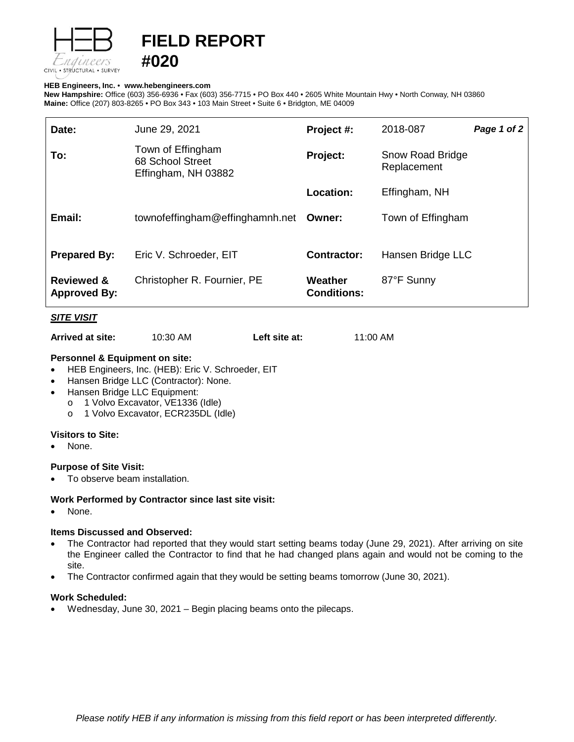# FIELD REPORT #020

**HEB Engineers, Inc.** • **www.hebengineers.com**
**New Hampshire:** Office (603) 356-6936 • Fax (603) 356-7715 • PO Box 440 • 2605 White Mountain Hwy • North Conway, NH 03860
**Maine:** Office (207) 803-8265 • PO Box 343 • 103 Main Street • Suite 6 • Bridgton, ME 04009

| | | | | |
|---|---|---|---|---|
| **Date:** | June 29, 2021 | **Project #:** | 2018-087 | ***Page 1 of 2*** |
| **To:** | Town of Effingham<br>68 School Street<br>Effingham, NH 03882 | **Project:** | Snow Road Bridge Replacement | |
| | | **Location:** | Effingham, NH | |
| **Email:** | townofeffingham@effinghamnh.net | **Owner:** | Town of Effingham | |
| **Prepared By:** | Eric V. Schroeder, EIT | **Contractor:** | Hansen Bridge LLC | |
| **Reviewed & Approved By:** | Christopher R. Fournier, PE | **Weather Conditions:** | 87°F Sunny | |

***SITE VISIT***

**Arrived at site:** 10:30 AM **Left site at:** 11:00 AM

**Personnel & Equipment on site:**

- HEB Engineers, Inc. (HEB): Eric V. Schroeder, EIT
- Hansen Bridge LLC (Contractor): None.
- Hansen Bridge LLC Equipment:
  - 1 Volvo Excavator, VE1336 (Idle)
  - 1 Volvo Excavator, ECR235DL (Idle)

**Visitors to Site:**

- None.

**Purpose of Site Visit:**

- To observe beam installation.

**Work Performed by Contractor since last site visit:**

- None.

**Items Discussed and Observed:**

- The Contractor had reported that they would start setting beams today (June 29, 2021). After arriving on site the Engineer called the Contractor to find that he had changed plans again and would not be coming to the site.
- The Contractor confirmed again that they would be setting beams tomorrow (June 30, 2021).

**Work Scheduled:**

- Wednesday, June 30, 2021 – Begin placing beams onto the pilecaps.

*Please notify HEB if any information is missing from this field report or has been interpreted differently.*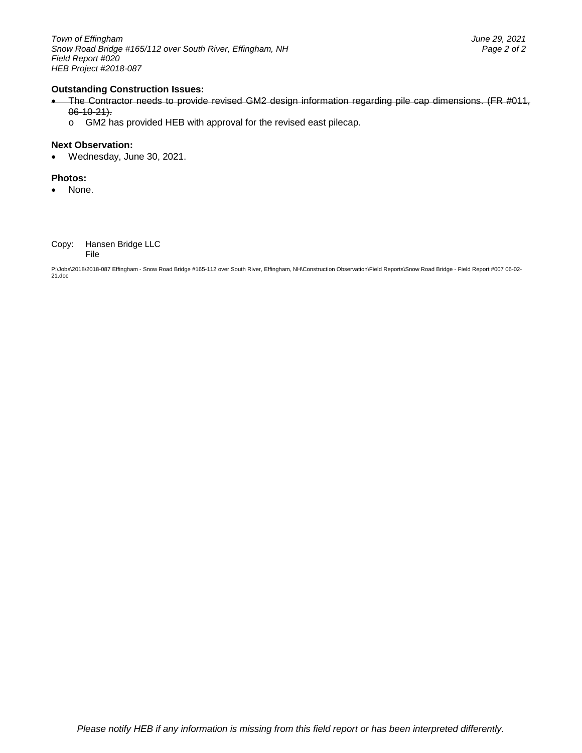**Outstanding Construction Issues:**

- ~~The Contractor needs to provide revised GM2 design information regarding pile cap dimensions. (FR #011, 06-10-21).~~
    - GM2 has provided HEB with approval for the revised east pilecap.

**Next Observation:**

- Wednesday, June 30, 2021.

**Photos:**

- None.

Copy: Hansen Bridge LLC
File

P:\Jobs\2018\2018-087 Effingham - Snow Road Bridge #165-112 over South River, Effingham, NH\Construction Observation\Field Reports\Snow Road Bridge - Field Report #007 06-02-21.doc

*Please notify HEB if any information is missing from this field report or has been interpreted differently.*